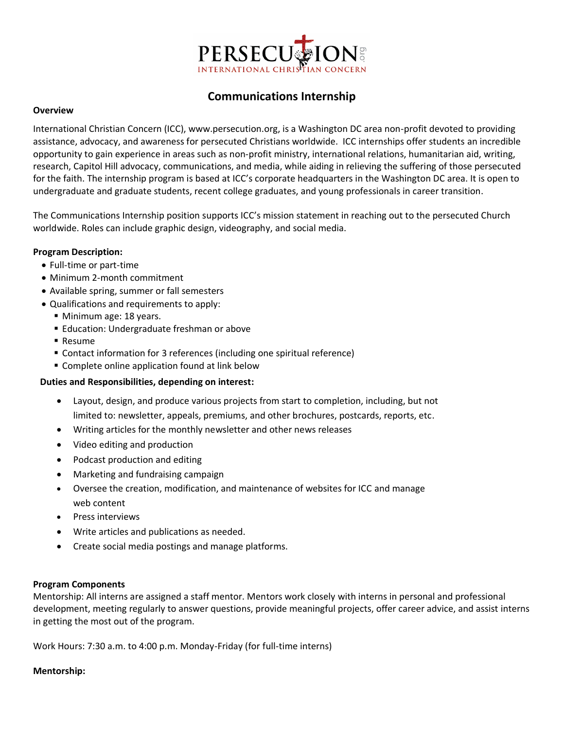PERSECUTION.org
INTERNATIONAL CHRISTIAN CONCERN

# Communications Internship

**Overview**

International Christian Concern (ICC), www.persecution.org, is a Washington DC area non-profit devoted to providing assistance, advocacy, and awareness for persecuted Christians worldwide. ICC internships offer students an incredible opportunity to gain experience in areas such as non-profit ministry, international relations, humanitarian aid, writing, research, Capitol Hill advocacy, communications, and media, while aiding in relieving the suffering of those persecuted for the faith. The internship program is based at ICC's corporate headquarters in the Washington DC area. It is open to undergraduate and graduate students, recent college graduates, and young professionals in career transition.

The Communications Internship position supports ICC's mission statement in reaching out to the persecuted Church worldwide. Roles can include graphic design, videography, and social media.

**Program Description:**

- Full-time or part-time
- Minimum 2-month commitment
- Available spring, summer or fall semesters
- Qualifications and requirements to apply:
  - Minimum age: 18 years.
  - Education: Undergraduate freshman or above
  - Resume
  - Contact information for 3 references (including one spiritual reference)
  - Complete online application found at link below

**Duties and Responsibilities, depending on interest:**

- Layout, design, and produce various projects from start to completion, including, but not limited to: newsletter, appeals, premiums, and other brochures, postcards, reports, etc.
- Writing articles for the monthly newsletter and other news releases
- Video editing and production
- Podcast production and editing
- Marketing and fundraising campaign
- Oversee the creation, modification, and maintenance of websites for ICC and manage web content
- Press interviews
- Write articles and publications as needed.
- Create social media postings and manage platforms.

**Program Components**

Mentorship: All interns are assigned a staff mentor. Mentors work closely with interns in personal and professional development, meeting regularly to answer questions, provide meaningful projects, offer career advice, and assist interns in getting the most out of the program.

Work Hours: 7:30 a.m. to 4:00 p.m. Monday-Friday (for full-time interns)

**Mentorship:**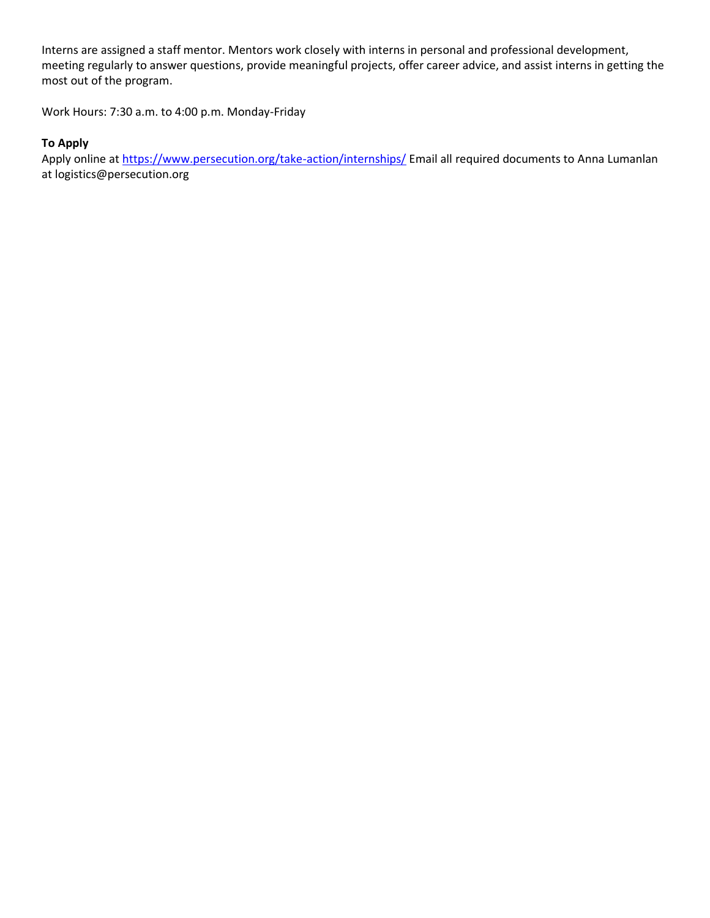Interns are assigned a staff mentor. Mentors work closely with interns in personal and professional development, meeting regularly to answer questions, provide meaningful projects, offer career advice, and assist interns in getting the most out of the program.

Work Hours: 7:30 a.m. to 4:00 p.m. Monday-Friday

**To Apply**

Apply online at [https://www.persecution.org/take-action/internships/](https://www.persecution.org/take-action/internships/) Email all required documents to Anna Lumanlan at logistics@persecution.org